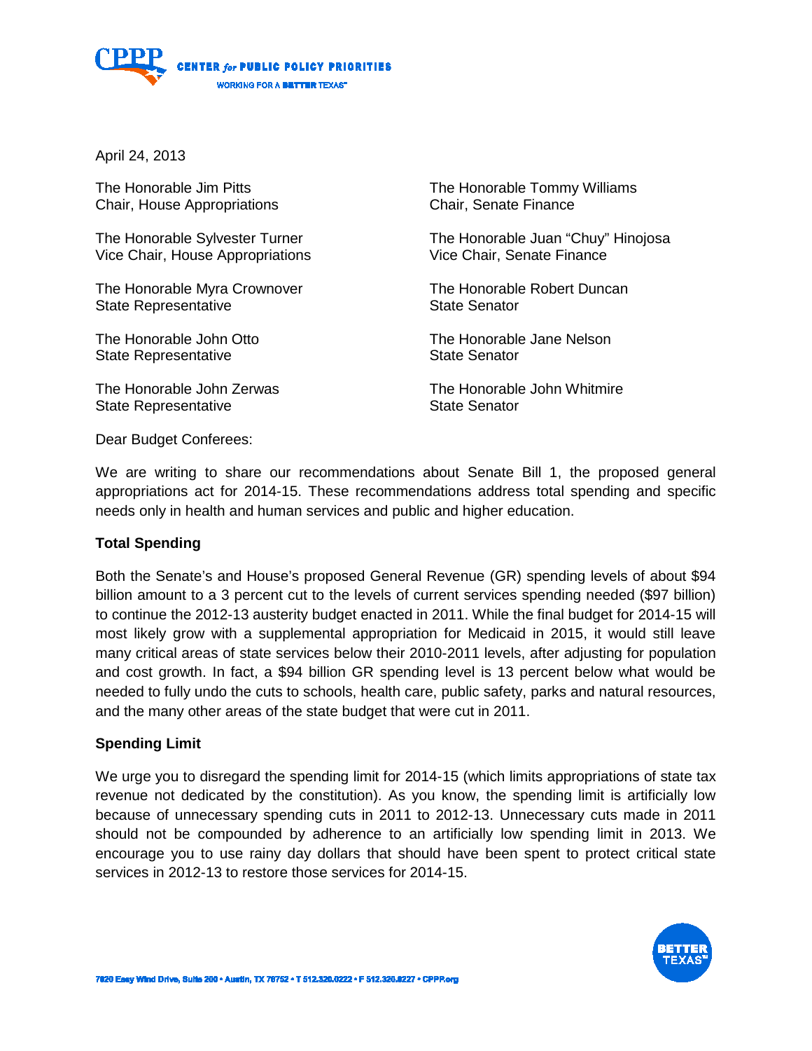CENTER for PUBLIC POLICY PRIORITIES

WORKING FOR A BETTER TEXAS

April 24, 2013

The Honorable Jim Pitts
Chair, House Appropriations

The Honorable Sylvester Turner
Vice Chair, House Appropriations

The Honorable Myra Crownover
State Representative

The Honorable John Otto
State Representative

The Honorable John Zerwas
State Representative

The Honorable Tommy Williams
Chair, Senate Finance

The Honorable Juan "Chuy" Hinojosa
Vice Chair, Senate Finance

The Honorable Robert Duncan
State Senator

The Honorable Jane Nelson
State Senator

The Honorable John Whitmire
State Senator

Dear Budget Conferees:

We are writing to share our recommendations about Senate Bill 1, the proposed general appropriations act for 2014-15. These recommendations address total spending and specific needs only in health and human services and public and higher education.

**Total Spending**

Both the Senate's and House's proposed General Revenue (GR) spending levels of about $94 billion amount to a 3 percent cut to the levels of current services spending needed ($97 billion) to continue the 2012-13 austerity budget enacted in 2011. While the final budget for 2014-15 will most likely grow with a supplemental appropriation for Medicaid in 2015, it would still leave many critical areas of state services below their 2010-2011 levels, after adjusting for population and cost growth. In fact, a $94 billion GR spending level is 13 percent below what would be needed to fully undo the cuts to schools, health care, public safety, parks and natural resources, and the many other areas of the state budget that were cut in 2011.

**Spending Limit**

We urge you to disregard the spending limit for 2014-15 (which limits appropriations of state tax revenue not dedicated by the constitution). As you know, the spending limit is artificially low because of unnecessary spending cuts in 2011 to 2012-13. Unnecessary cuts made in 2011 should not be compounded by adherence to an artificially low spending limit in 2013. We encourage you to use rainy day dollars that should have been spent to protect critical state services in 2012-13 to restore those services for 2014-15.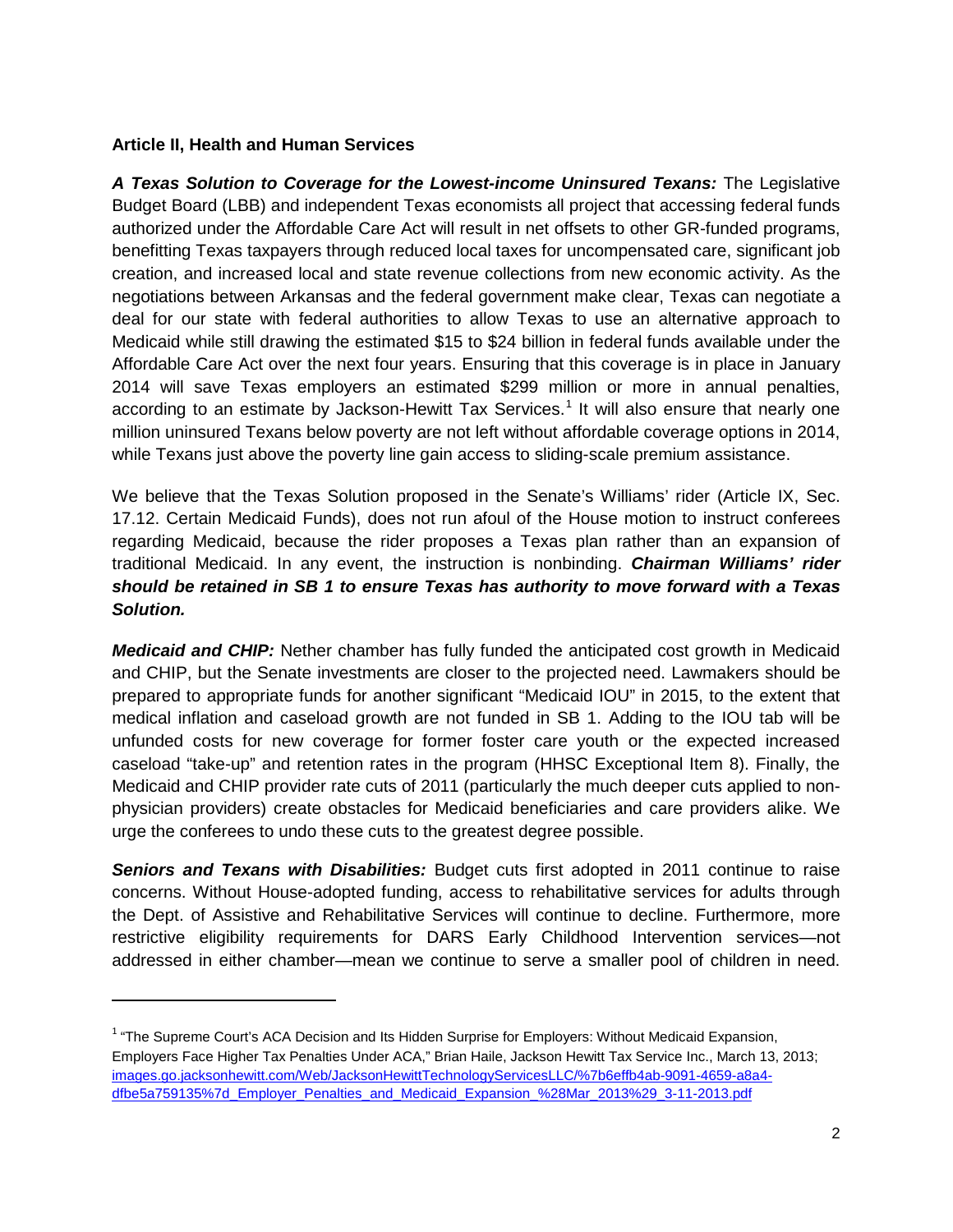**Article II, Health and Human Services**

***A Texas Solution to Coverage for the Lowest-income Uninsured Texans:*** The Legislative Budget Board (LBB) and independent Texas economists all project that accessing federal funds authorized under the Affordable Care Act will result in net offsets to other GR-funded programs, benefitting Texas taxpayers through reduced local taxes for uncompensated care, significant job creation, and increased local and state revenue collections from new economic activity. As the negotiations between Arkansas and the federal government make clear, Texas can negotiate a deal for our state with federal authorities to allow Texas to use an alternative approach to Medicaid while still drawing the estimated $15 to $24 billion in federal funds available under the Affordable Care Act over the next four years. Ensuring that this coverage is in place in January 2014 will save Texas employers an estimated $299 million or more in annual penalties, according to an estimate by Jackson-Hewitt Tax Services.[1] It will also ensure that nearly one million uninsured Texans below poverty are not left without affordable coverage options in 2014, while Texans just above the poverty line gain access to sliding-scale premium assistance.

We believe that the Texas Solution proposed in the Senate's Williams' rider (Article IX, Sec. 17.12. Certain Medicaid Funds), does not run afoul of the House motion to instruct conferees regarding Medicaid, because the rider proposes a Texas plan rather than an expansion of traditional Medicaid. In any event, the instruction is nonbinding. ***Chairman Williams' rider should be retained in SB 1 to ensure Texas has authority to move forward with a Texas Solution.***

***Medicaid and CHIP:*** Nether chamber has fully funded the anticipated cost growth in Medicaid and CHIP, but the Senate investments are closer to the projected need. Lawmakers should be prepared to appropriate funds for another significant "Medicaid IOU" in 2015, to the extent that medical inflation and caseload growth are not funded in SB 1. Adding to the IOU tab will be unfunded costs for new coverage for former foster care youth or the expected increased caseload "take-up" and retention rates in the program (HHSC Exceptional Item 8). Finally, the Medicaid and CHIP provider rate cuts of 2011 (particularly the much deeper cuts applied to non-physician providers) create obstacles for Medicaid beneficiaries and care providers alike. We urge the conferees to undo these cuts to the greatest degree possible.

***Seniors and Texans with Disabilities:*** Budget cuts first adopted in 2011 continue to raise concerns. Without House-adopted funding, access to rehabilitative services for adults through the Dept. of Assistive and Rehabilitative Services will continue to decline. Furthermore, more restrictive eligibility requirements for DARS Early Childhood Intervention services—not addressed in either chamber—mean we continue to serve a smaller pool of children in need.

---

[1] "The Supreme Court's ACA Decision and Its Hidden Surprise for Employers: Without Medicaid Expansion, Employers Face Higher Tax Penalties Under ACA," Brian Haile, Jackson Hewitt Tax Service Inc., March 13, 2013; images.go.jacksonhewitt.com/Web/JacksonHewittTechnologyServicesLLC/%7b6effb4ab-9091-4659-a8a4-dfbe5a759135%7d_Employer_Penalties_and_Medicaid_Expansion_%28Mar_2013%29_3-11-2013.pdf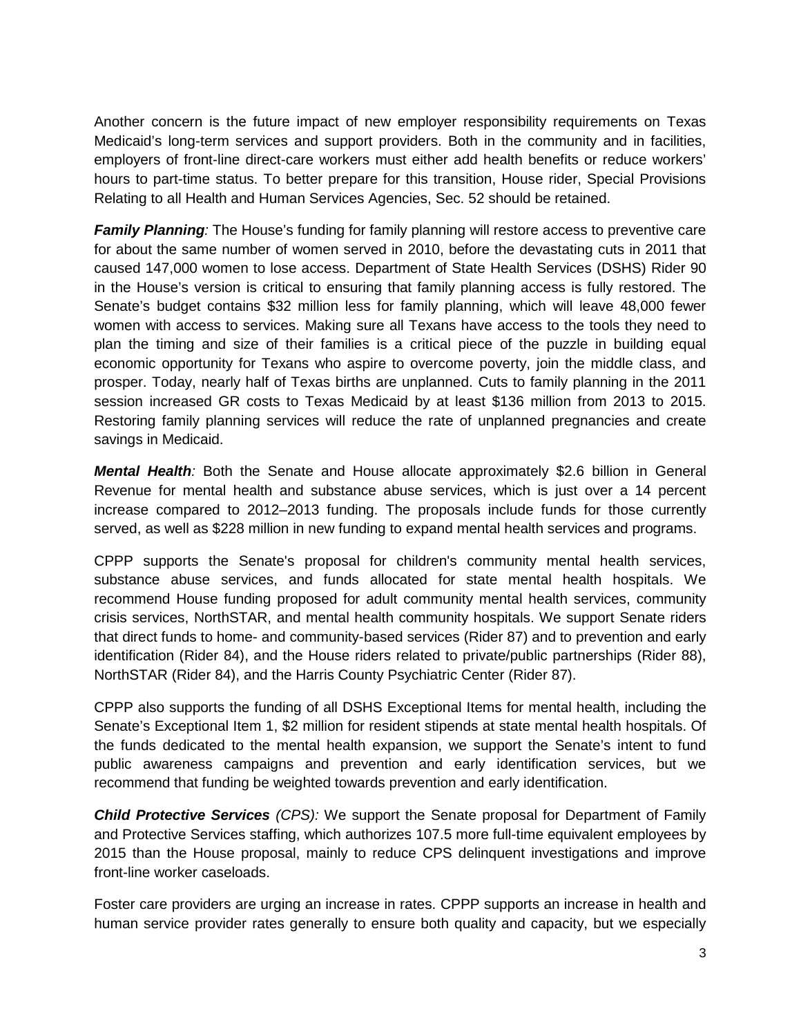Another concern is the future impact of new employer responsibility requirements on Texas Medicaid's long-term services and support providers. Both in the community and in facilities, employers of front-line direct-care workers must either add health benefits or reduce workers' hours to part-time status. To better prepare for this transition, House rider, Special Provisions Relating to all Health and Human Services Agencies, Sec. 52 should be retained.

***Family Planning**:* The House's funding for family planning will restore access to preventive care for about the same number of women served in 2010, before the devastating cuts in 2011 that caused 147,000 women to lose access. Department of State Health Services (DSHS) Rider 90 in the House's version is critical to ensuring that family planning access is fully restored. The Senate's budget contains $32 million less for family planning, which will leave 48,000 fewer women with access to services. Making sure all Texans have access to the tools they need to plan the timing and size of their families is a critical piece of the puzzle in building equal economic opportunity for Texans who aspire to overcome poverty, join the middle class, and prosper. Today, nearly half of Texas births are unplanned. Cuts to family planning in the 2011 session increased GR costs to Texas Medicaid by at least $136 million from 2013 to 2015. Restoring family planning services will reduce the rate of unplanned pregnancies and create savings in Medicaid.

***Mental Health**:* Both the Senate and House allocate approximately $2.6 billion in General Revenue for mental health and substance abuse services, which is just over a 14 percent increase compared to 2012–2013 funding. The proposals include funds for those currently served, as well as $228 million in new funding to expand mental health services and programs.

CPPP supports the Senate's proposal for children's community mental health services, substance abuse services, and funds allocated for state mental health hospitals. We recommend House funding proposed for adult community mental health services, community crisis services, NorthSTAR, and mental health community hospitals. We support Senate riders that direct funds to home- and community-based services (Rider 87) and to prevention and early identification (Rider 84), and the House riders related to private/public partnerships (Rider 88), NorthSTAR (Rider 84), and the Harris County Psychiatric Center (Rider 87).

CPPP also supports the funding of all DSHS Exceptional Items for mental health, including the Senate's Exceptional Item 1, $2 million for resident stipends at state mental health hospitals. Of the funds dedicated to the mental health expansion, we support the Senate's intent to fund public awareness campaigns and prevention and early identification services, but we recommend that funding be weighted towards prevention and early identification.

***Child Protective Services*** *(CPS):* We support the Senate proposal for Department of Family and Protective Services staffing, which authorizes 107.5 more full-time equivalent employees by 2015 than the House proposal, mainly to reduce CPS delinquent investigations and improve front-line worker caseloads.

Foster care providers are urging an increase in rates. CPPP supports an increase in health and human service provider rates generally to ensure both quality and capacity, but we especially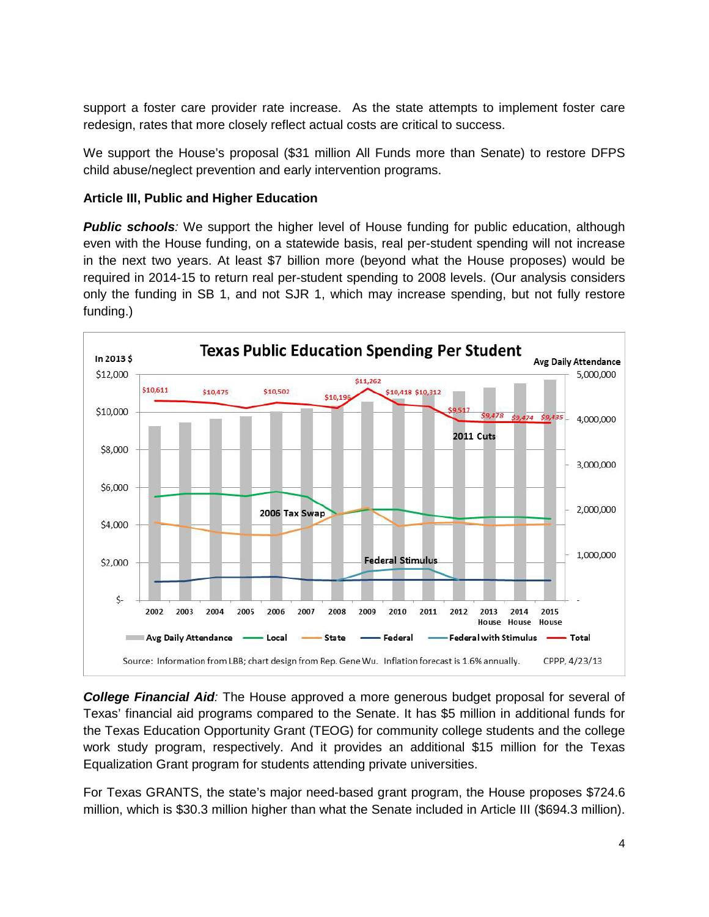support a foster care provider rate increase. As the state attempts to implement foster care redesign, rates that more closely reflect actual costs are critical to success.

We support the House's proposal ($31 million All Funds more than Senate) to restore DFPS child abuse/neglect prevention and early intervention programs.

**Article III, Public and Higher Education**

***Public schools****:* We support the higher level of House funding for public education, although even with the House funding, on a statewide basis, real per-student spending will not increase in the next two years. At least $7 billion more (beyond what the House proposes) would be required in 2014-15 to return real per-student spending to 2008 levels. (Our analysis considers only the funding in SB 1, and not SJR 1, which may increase spending, but not fully restore funding.)

**Texas Public Education Spending Per Student**

Source: Information from LBB; chart design from Rep. Gene Wu. Inflation forecast is 1.6% annually. CPPP, 4/23/13

***College Financial Aid****:* The House approved a more generous budget proposal for several of Texas' financial aid programs compared to the Senate. It has $5 million in additional funds for the Texas Education Opportunity Grant (TEOG) for community college students and the college work study program, respectively. And it provides an additional $15 million for the Texas Equalization Grant program for students attending private universities.

For Texas GRANTS, the state's major need-based grant program, the House proposes $724.6 million, which is $30.3 million higher than what the Senate included in Article III ($694.3 million).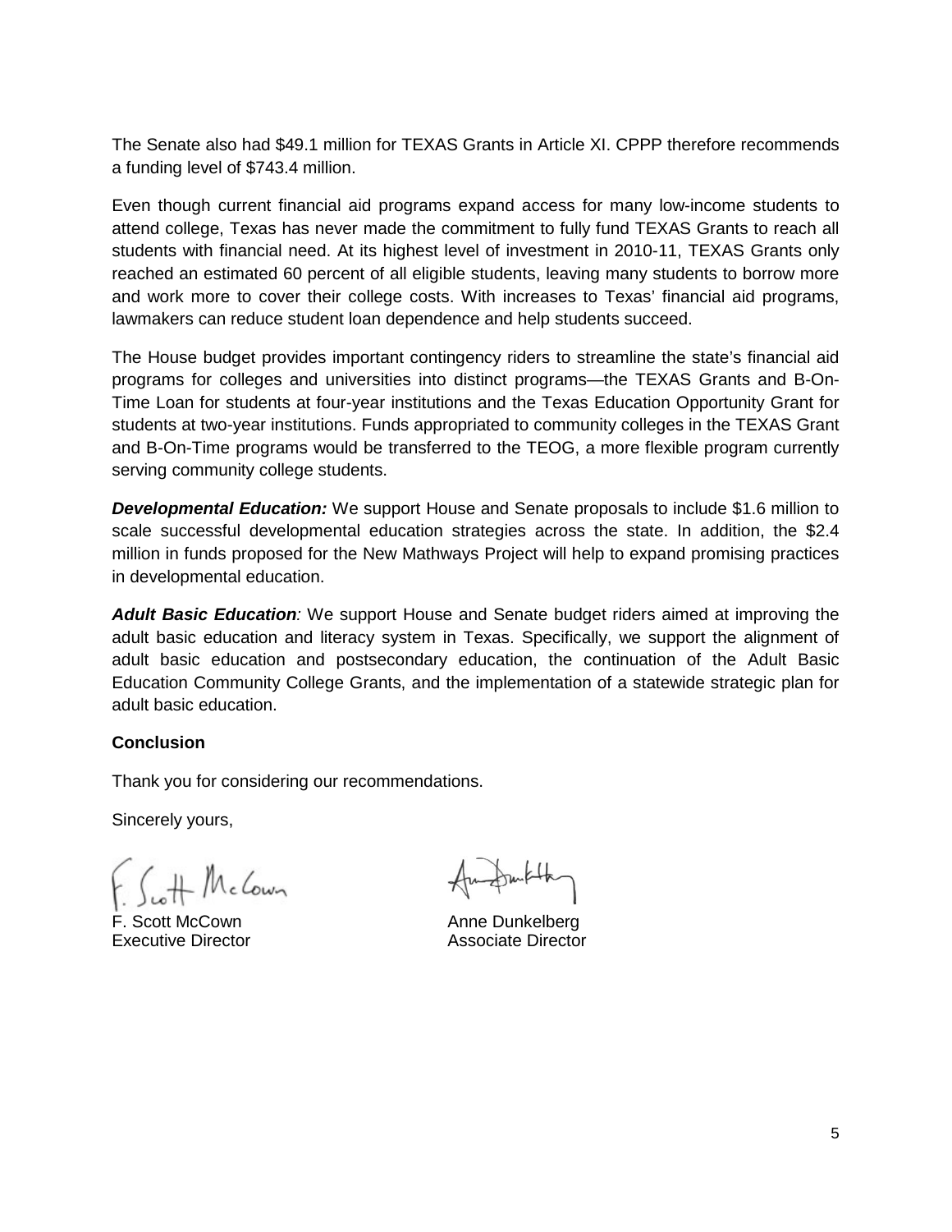The Senate also had $49.1 million for TEXAS Grants in Article XI. CPPP therefore recommends a funding level of $743.4 million.

Even though current financial aid programs expand access for many low-income students to attend college, Texas has never made the commitment to fully fund TEXAS Grants to reach all students with financial need. At its highest level of investment in 2010-11, TEXAS Grants only reached an estimated 60 percent of all eligible students, leaving many students to borrow more and work more to cover their college costs. With increases to Texas' financial aid programs, lawmakers can reduce student loan dependence and help students succeed.

The House budget provides important contingency riders to streamline the state's financial aid programs for colleges and universities into distinct programs—the TEXAS Grants and B-On-Time Loan for students at four-year institutions and the Texas Education Opportunity Grant for students at two-year institutions. Funds appropriated to community colleges in the TEXAS Grant and B-On-Time programs would be transferred to the TEOG, a more flexible program currently serving community college students.

***Developmental Education:*** We support House and Senate proposals to include $1.6 million to scale successful developmental education strategies across the state. In addition, the $2.4 million in funds proposed for the New Mathways Project will help to expand promising practices in developmental education.

***Adult Basic Education****:* We support House and Senate budget riders aimed at improving the adult basic education and literacy system in Texas. Specifically, we support the alignment of adult basic education and postsecondary education, the continuation of the Adult Basic Education Community College Grants, and the implementation of a statewide strategic plan for adult basic education.

**Conclusion**

Thank you for considering our recommendations.

Sincerely yours,

F. Scott McCown
Executive Director

Anne Dunkelberg
Associate Director